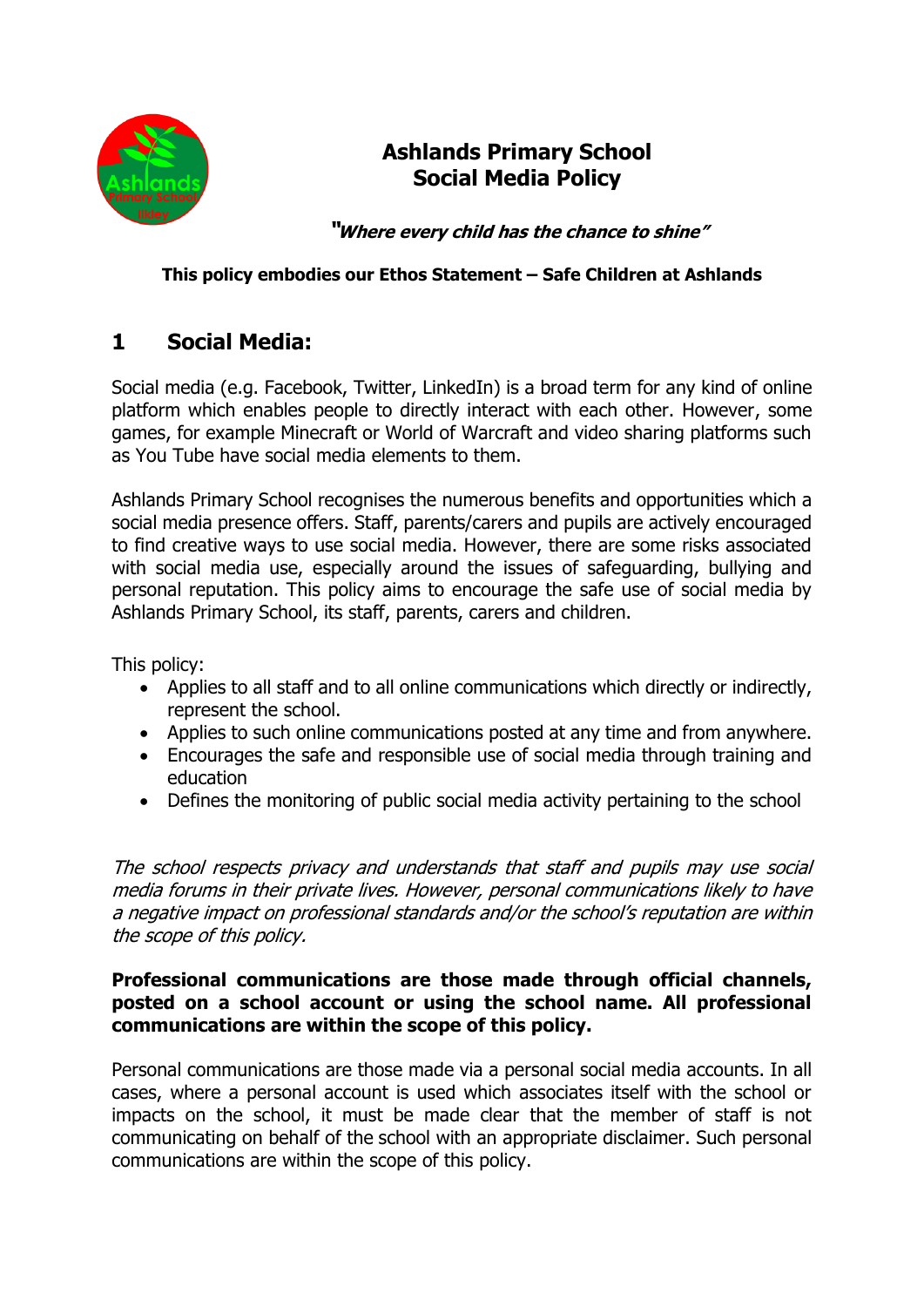# Ashlands Primary School Social Media Policy

***"Where every child has the chance to shine"***

**This policy embodies our Ethos Statement – Safe Children at Ashlands**

## 1 Social Media:

Social media (e.g. Facebook, Twitter, LinkedIn) is a broad term for any kind of online platform which enables people to directly interact with each other. However, some games, for example Minecraft or World of Warcraft and video sharing platforms such as You Tube have social media elements to them.

Ashlands Primary School recognises the numerous benefits and opportunities which a social media presence offers. Staff, parents/carers and pupils are actively encouraged to find creative ways to use social media. However, there are some risks associated with social media use, especially around the issues of safeguarding, bullying and personal reputation. This policy aims to encourage the safe use of social media by Ashlands Primary School, its staff, parents, carers and children.

This policy:

- Applies to all staff and to all online communications which directly or indirectly, represent the school.
- Applies to such online communications posted at any time and from anywhere.
- Encourages the safe and responsible use of social media through training and education
- Defines the monitoring of public social media activity pertaining to the school

*The school respects privacy and understands that staff and pupils may use social media forums in their private lives. However, personal communications likely to have a negative impact on professional standards and/or the school's reputation are within the scope of this policy.*

**Professional communications are those made through official channels, posted on a school account or using the school name. All professional communications are within the scope of this policy.**

Personal communications are those made via a personal social media accounts. In all cases, where a personal account is used which associates itself with the school or impacts on the school, it must be made clear that the member of staff is not communicating on behalf of the school with an appropriate disclaimer. Such personal communications are within the scope of this policy.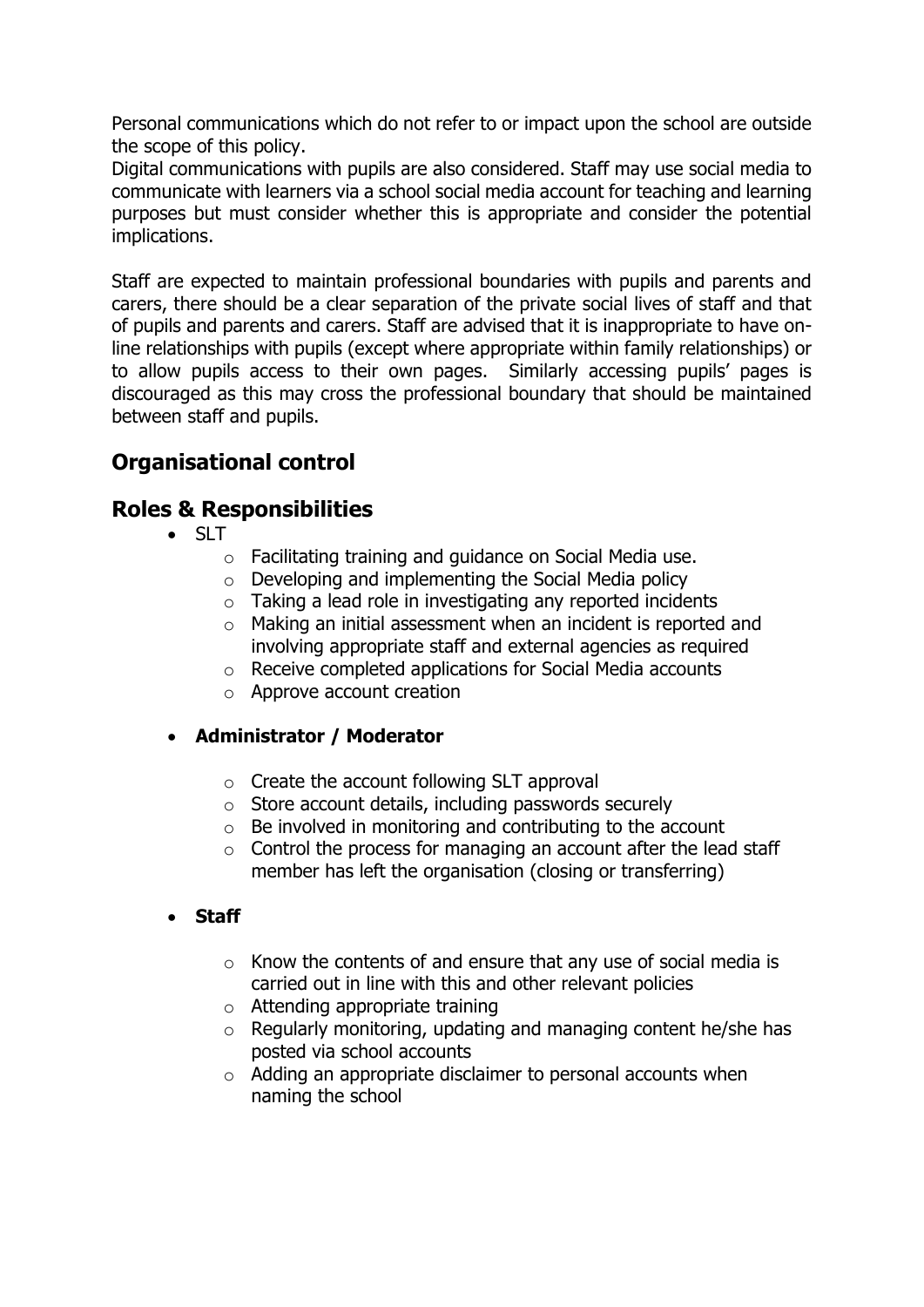Personal communications which do not refer to or impact upon the school are outside the scope of this policy.
Digital communications with pupils are also considered. Staff may use social media to communicate with learners via a school social media account for teaching and learning purposes but must consider whether this is appropriate and consider the potential implications.

Staff are expected to maintain professional boundaries with pupils and parents and carers, there should be a clear separation of the private social lives of staff and that of pupils and parents and carers. Staff are advised that it is inappropriate to have on-line relationships with pupils (except where appropriate within family relationships) or to allow pupils access to their own pages. Similarly accessing pupils' pages is discouraged as this may cross the professional boundary that should be maintained between staff and pupils.

## Organisational control

## Roles & Responsibilities

- SLT
  - Facilitating training and guidance on Social Media use.
  - Developing and implementing the Social Media policy
  - Taking a lead role in investigating any reported incidents
  - Making an initial assessment when an incident is reported and involving appropriate staff and external agencies as required
  - Receive completed applications for Social Media accounts
  - Approve account creation

- **Administrator / Moderator**

  - Create the account following SLT approval
  - Store account details, including passwords securely
  - Be involved in monitoring and contributing to the account
  - Control the process for managing an account after the lead staff member has left the organisation (closing or transferring)

- **Staff**

  - Know the contents of and ensure that any use of social media is carried out in line with this and other relevant policies
  - Attending appropriate training
  - Regularly monitoring, updating and managing content he/she has posted via school accounts
  - Adding an appropriate disclaimer to personal accounts when naming the school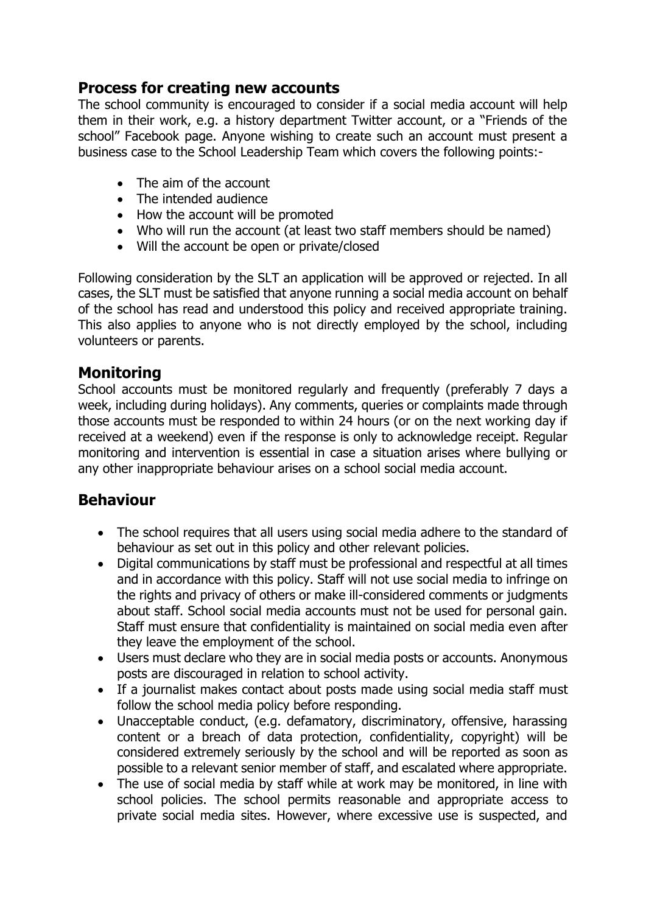## Process for creating new accounts

The school community is encouraged to consider if a social media account will help them in their work, e.g. a history department Twitter account, or a "Friends of the school" Facebook page. Anyone wishing to create such an account must present a business case to the School Leadership Team which covers the following points:-

- The aim of the account
- The intended audience
- How the account will be promoted
- Who will run the account (at least two staff members should be named)
- Will the account be open or private/closed

Following consideration by the SLT an application will be approved or rejected. In all cases, the SLT must be satisfied that anyone running a social media account on behalf of the school has read and understood this policy and received appropriate training. This also applies to anyone who is not directly employed by the school, including volunteers or parents.

## Monitoring

School accounts must be monitored regularly and frequently (preferably 7 days a week, including during holidays). Any comments, queries or complaints made through those accounts must be responded to within 24 hours (or on the next working day if received at a weekend) even if the response is only to acknowledge receipt. Regular monitoring and intervention is essential in case a situation arises where bullying or any other inappropriate behaviour arises on a school social media account.

## Behaviour

- The school requires that all users using social media adhere to the standard of behaviour as set out in this policy and other relevant policies.
- Digital communications by staff must be professional and respectful at all times and in accordance with this policy. Staff will not use social media to infringe on the rights and privacy of others or make ill-considered comments or judgments about staff. School social media accounts must not be used for personal gain. Staff must ensure that confidentiality is maintained on social media even after they leave the employment of the school.
- Users must declare who they are in social media posts or accounts. Anonymous posts are discouraged in relation to school activity.
- If a journalist makes contact about posts made using social media staff must follow the school media policy before responding.
- Unacceptable conduct, (e.g. defamatory, discriminatory, offensive, harassing content or a breach of data protection, confidentiality, copyright) will be considered extremely seriously by the school and will be reported as soon as possible to a relevant senior member of staff, and escalated where appropriate.
- The use of social media by staff while at work may be monitored, in line with school policies. The school permits reasonable and appropriate access to private social media sites. However, where excessive use is suspected, and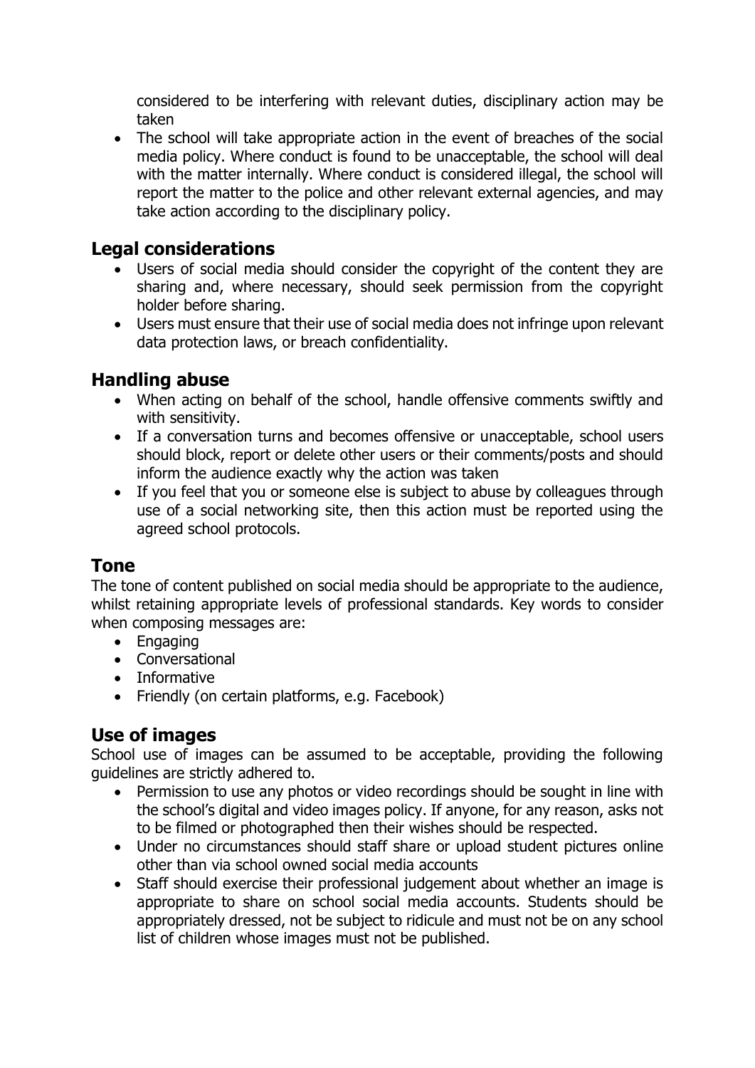considered to be interfering with relevant duties, disciplinary action may be taken

- The school will take appropriate action in the event of breaches of the social media policy. Where conduct is found to be unacceptable, the school will deal with the matter internally. Where conduct is considered illegal, the school will report the matter to the police and other relevant external agencies, and may take action according to the disciplinary policy.

## Legal considerations

- Users of social media should consider the copyright of the content they are sharing and, where necessary, should seek permission from the copyright holder before sharing.
- Users must ensure that their use of social media does not infringe upon relevant data protection laws, or breach confidentiality.

## Handling abuse

- When acting on behalf of the school, handle offensive comments swiftly and with sensitivity.
- If a conversation turns and becomes offensive or unacceptable, school users should block, report or delete other users or their comments/posts and should inform the audience exactly why the action was taken
- If you feel that you or someone else is subject to abuse by colleagues through use of a social networking site, then this action must be reported using the agreed school protocols.

## Tone

The tone of content published on social media should be appropriate to the audience, whilst retaining appropriate levels of professional standards. Key words to consider when composing messages are:

- Engaging
- Conversational
- Informative
- Friendly (on certain platforms, e.g. Facebook)

## Use of images

School use of images can be assumed to be acceptable, providing the following guidelines are strictly adhered to.

- Permission to use any photos or video recordings should be sought in line with the school's digital and video images policy. If anyone, for any reason, asks not to be filmed or photographed then their wishes should be respected.
- Under no circumstances should staff share or upload student pictures online other than via school owned social media accounts
- Staff should exercise their professional judgement about whether an image is appropriate to share on school social media accounts. Students should be appropriately dressed, not be subject to ridicule and must not be on any school list of children whose images must not be published.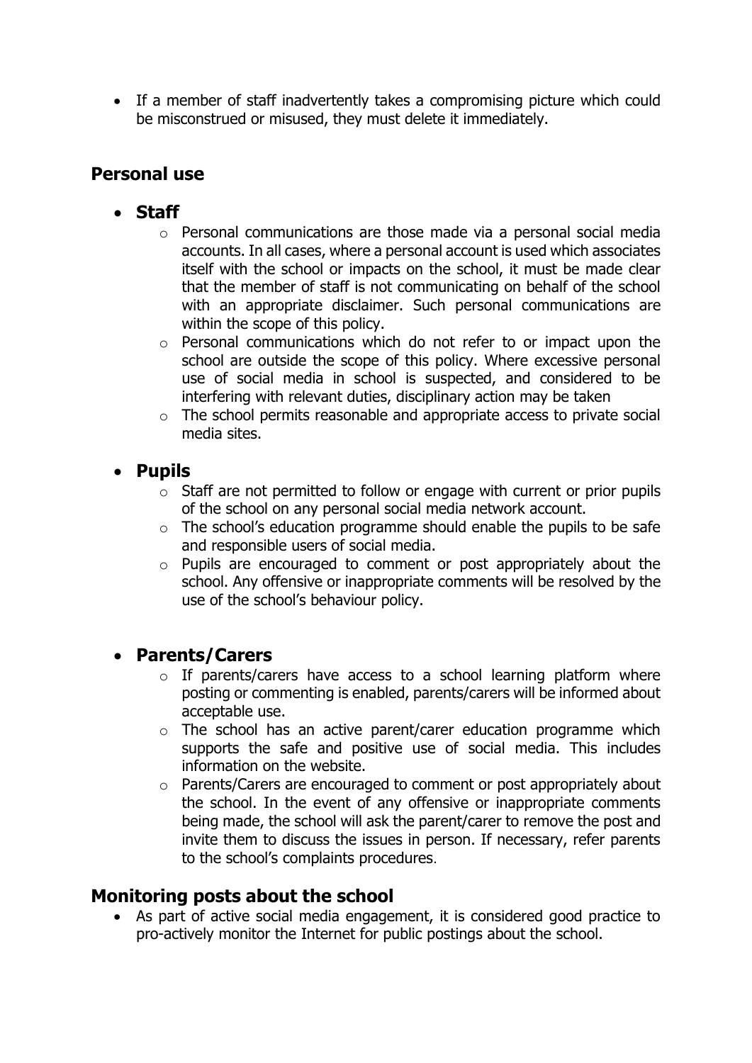- If a member of staff inadvertently takes a compromising picture which could be misconstrued or misused, they must delete it immediately.

## Personal use

- **Staff**
  - Personal communications are those made via a personal social media accounts. In all cases, where a personal account is used which associates itself with the school or impacts on the school, it must be made clear that the member of staff is not communicating on behalf of the school with an appropriate disclaimer. Such personal communications are within the scope of this policy.
  - Personal communications which do not refer to or impact upon the school are outside the scope of this policy. Where excessive personal use of social media in school is suspected, and considered to be interfering with relevant duties, disciplinary action may be taken
  - The school permits reasonable and appropriate access to private social media sites.

- **Pupils**
  - Staff are not permitted to follow or engage with current or prior pupils of the school on any personal social media network account.
  - The school's education programme should enable the pupils to be safe and responsible users of social media.
  - Pupils are encouraged to comment or post appropriately about the school. Any offensive or inappropriate comments will be resolved by the use of the school's behaviour policy.

- **Parents/Carers**
  - If parents/carers have access to a school learning platform where posting or commenting is enabled, parents/carers will be informed about acceptable use.
  - The school has an active parent/carer education programme which supports the safe and positive use of social media. This includes information on the website.
  - Parents/Carers are encouraged to comment or post appropriately about the school. In the event of any offensive or inappropriate comments being made, the school will ask the parent/carer to remove the post and invite them to discuss the issues in person. If necessary, refer parents to the school's complaints procedures.

## Monitoring posts about the school

- As part of active social media engagement, it is considered good practice to pro-actively monitor the Internet for public postings about the school.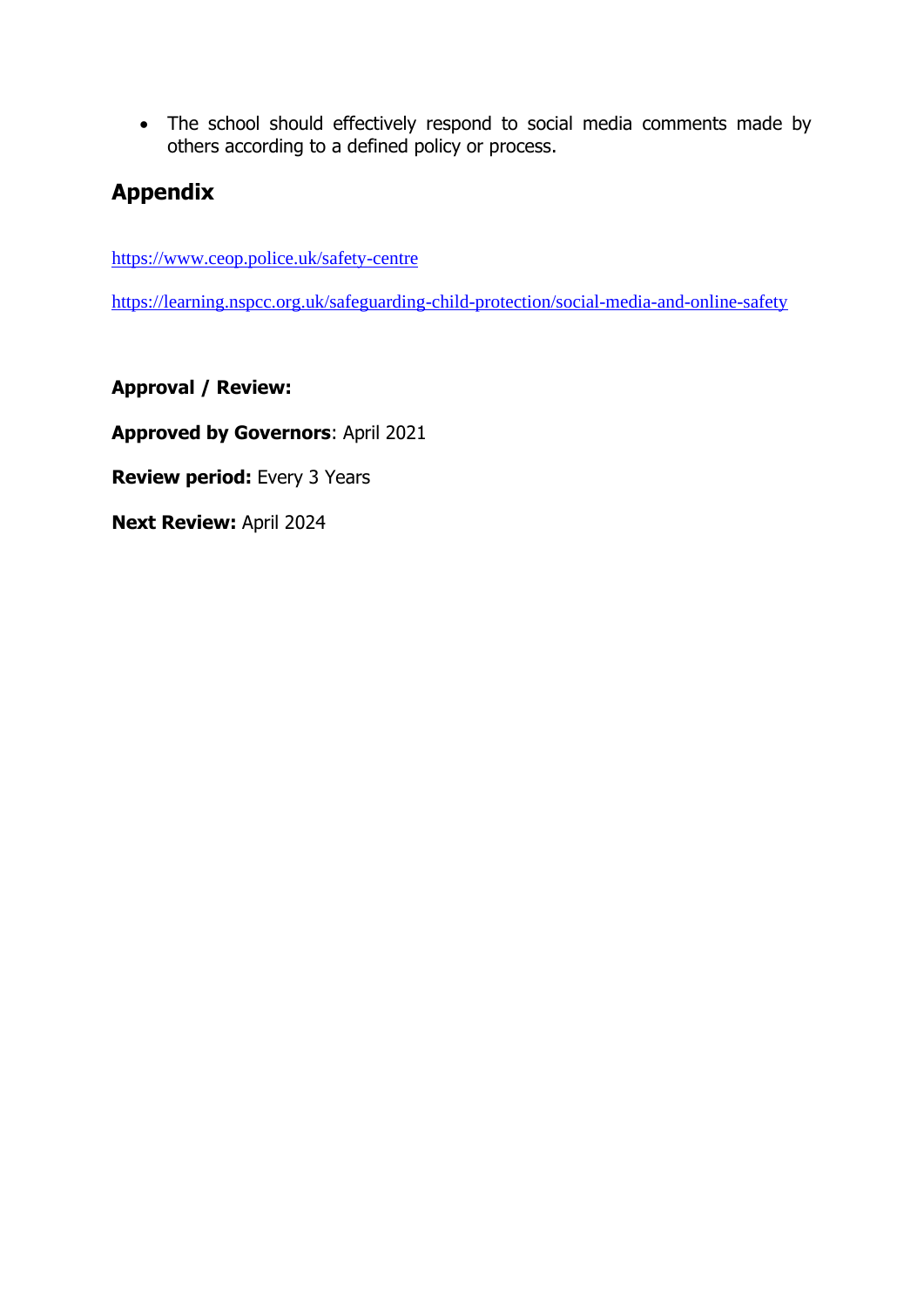- The school should effectively respond to social media comments made by others according to a defined policy or process.

## Appendix

https://www.ceop.police.uk/safety-centre

https://learning.nspcc.org.uk/safeguarding-child-protection/social-media-and-online-safety

**Approval / Review:**

**Approved by Governors**: April 2021

**Review period:** Every 3 Years

**Next Review:** April 2024